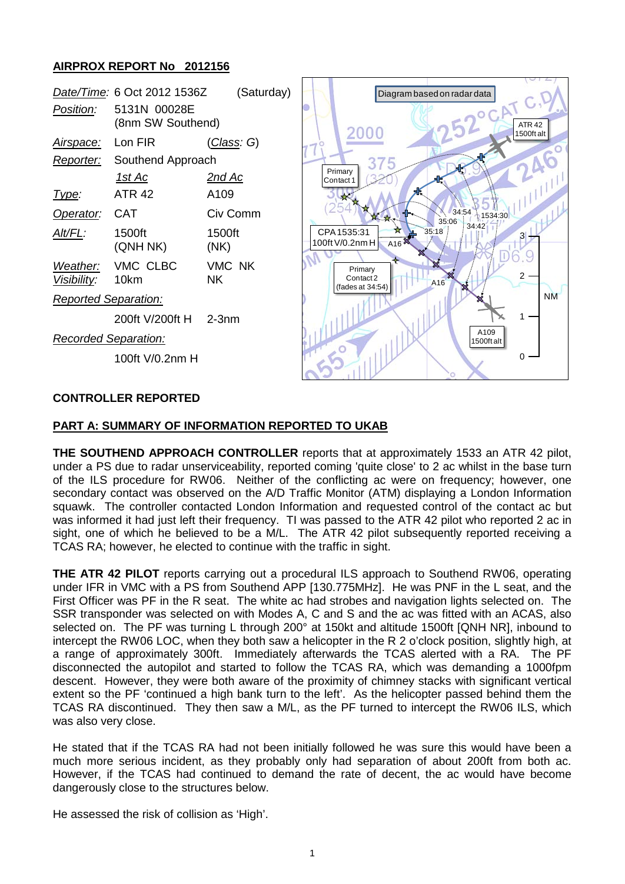## AIRPROX REPORT No 2012156

| | | |
|---|---|---|
| *Date/Time:* | 6 Oct 2012 1536Z | (Saturday) |
| *Position:* | 5131N 00028E (8nm SW Southend) | |
| *Airspace:* | Lon FIR | (*Class*: G) |
| *Reporter:* | Southend Approach | |
| | *1st Ac* | *2nd Ac* |
| *Type:* | ATR 42 | A109 |
| *Operator:* | CAT | Civ Comm |
| *Alt/FL:* | 1500ft (QNH NK) | 1500ft (NK) |
| *Weather:* | VMC CLBC | VMC NK |
| *Visibility:* | 10km | NK |
| *Reported Separation:* | | |
| | 200ft V/200ft H | 2-3nm |
| *Recorded Separation:* | | |
| | 100ft V/0.2nm H | |

**CONTROLLER REPORTED**

**PART A: SUMMARY OF INFORMATION REPORTED TO UKAB**

**THE SOUTHEND APPROACH CONTROLLER** reports that at approximately 1533 an ATR 42 pilot, under a PS due to radar unserviceability, reported coming 'quite close' to 2 ac whilst in the base turn of the ILS procedure for RW06. Neither of the conflicting ac were on frequency; however, one secondary contact was observed on the A/D Traffic Monitor (ATM) displaying a London Information squawk. The controller contacted London Information and requested control of the contact ac but was informed it had just left their frequency. TI was passed to the ATR 42 pilot who reported 2 ac in sight, one of which he believed to be a M/L. The ATR 42 pilot subsequently reported receiving a TCAS RA; however, he elected to continue with the traffic in sight.

**THE ATR 42 PILOT** reports carrying out a procedural ILS approach to Southend RW06, operating under IFR in VMC with a PS from Southend APP [130.775MHz]. He was PNF in the L seat, and the First Officer was PF in the R seat. The white ac had strobes and navigation lights selected on. The SSR transponder was selected on with Modes A, C and S and the ac was fitted with an ACAS, also selected on. The PF was turning L through 200° at 150kt and altitude 1500ft [QNH NR], inbound to intercept the RW06 LOC, when they both saw a helicopter in the R 2 o'clock position, slightly high, at a range of approximately 300ft. Immediately afterwards the TCAS alerted with a RA. The PF disconnected the autopilot and started to follow the TCAS RA, which was demanding a 1000fpm descent. However, they were both aware of the proximity of chimney stacks with significant vertical extent so the PF 'continued a high bank turn to the left'. As the helicopter passed behind them the TCAS RA discontinued. They then saw a M/L, as the PF turned to intercept the RW06 ILS, which was also very close.

He stated that if the TCAS RA had not been initially followed he was sure this would have been a much more serious incident, as they probably only had separation of about 200ft from both ac. However, if the TCAS had continued to demand the rate of decent, the ac would have become dangerously close to the structures below.

He assessed the risk of collision as 'High'.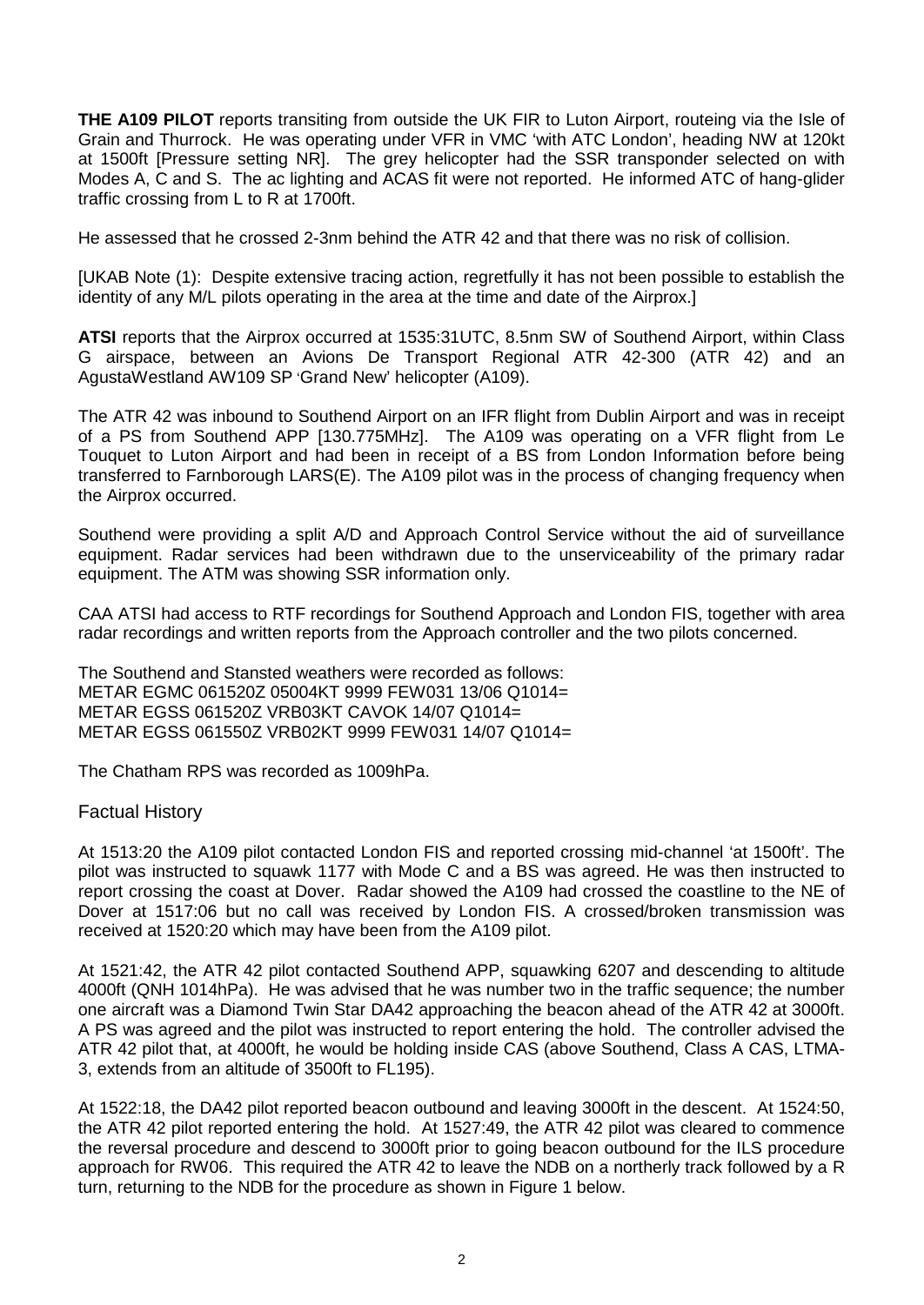**THE A109 PILOT** reports transiting from outside the UK FIR to Luton Airport, routeing via the Isle of Grain and Thurrock. He was operating under VFR in VMC 'with ATC London', heading NW at 120kt at 1500ft [Pressure setting NR]. The grey helicopter had the SSR transponder selected on with Modes A, C and S. The ac lighting and ACAS fit were not reported. He informed ATC of hang-glider traffic crossing from L to R at 1700ft.

He assessed that he crossed 2-3nm behind the ATR 42 and that there was no risk of collision.

[UKAB Note (1): Despite extensive tracing action, regretfully it has not been possible to establish the identity of any M/L pilots operating in the area at the time and date of the Airprox.]

**ATSI** reports that the Airprox occurred at 1535:31UTC, 8.5nm SW of Southend Airport, within Class G airspace, between an Avions De Transport Regional ATR 42-300 (ATR 42) and an AgustaWestland AW109 SP 'Grand New' helicopter (A109).

The ATR 42 was inbound to Southend Airport on an IFR flight from Dublin Airport and was in receipt of a PS from Southend APP [130.775MHz]. The A109 was operating on a VFR flight from Le Touquet to Luton Airport and had been in receipt of a BS from London Information before being transferred to Farnborough LARS(E). The A109 pilot was in the process of changing frequency when the Airprox occurred.

Southend were providing a split A/D and Approach Control Service without the aid of surveillance equipment. Radar services had been withdrawn due to the unserviceability of the primary radar equipment. The ATM was showing SSR information only.

CAA ATSI had access to RTF recordings for Southend Approach and London FIS, together with area radar recordings and written reports from the Approach controller and the two pilots concerned.

The Southend and Stansted weathers were recorded as follows:
METAR EGMC 061520Z 05004KT 9999 FEW031 13/06 Q1014=
METAR EGSS 061520Z VRB03KT CAVOK 14/07 Q1014=
METAR EGSS 061550Z VRB02KT 9999 FEW031 14/07 Q1014=

The Chatham RPS was recorded as 1009hPa.

## Factual History

At 1513:20 the A109 pilot contacted London FIS and reported crossing mid-channel 'at 1500ft'. The pilot was instructed to squawk 1177 with Mode C and a BS was agreed. He was then instructed to report crossing the coast at Dover. Radar showed the A109 had crossed the coastline to the NE of Dover at 1517:06 but no call was received by London FIS. A crossed/broken transmission was received at 1520:20 which may have been from the A109 pilot.

At 1521:42, the ATR 42 pilot contacted Southend APP, squawking 6207 and descending to altitude 4000ft (QNH 1014hPa). He was advised that he was number two in the traffic sequence; the number one aircraft was a Diamond Twin Star DA42 approaching the beacon ahead of the ATR 42 at 3000ft. A PS was agreed and the pilot was instructed to report entering the hold. The controller advised the ATR 42 pilot that, at 4000ft, he would be holding inside CAS (above Southend, Class A CAS, LTMA-3, extends from an altitude of 3500ft to FL195).

At 1522:18, the DA42 pilot reported beacon outbound and leaving 3000ft in the descent. At 1524:50, the ATR 42 pilot reported entering the hold. At 1527:49, the ATR 42 pilot was cleared to commence the reversal procedure and descend to 3000ft prior to going beacon outbound for the ILS procedure approach for RW06. This required the ATR 42 to leave the NDB on a northerly track followed by a R turn, returning to the NDB for the procedure as shown in Figure 1 below.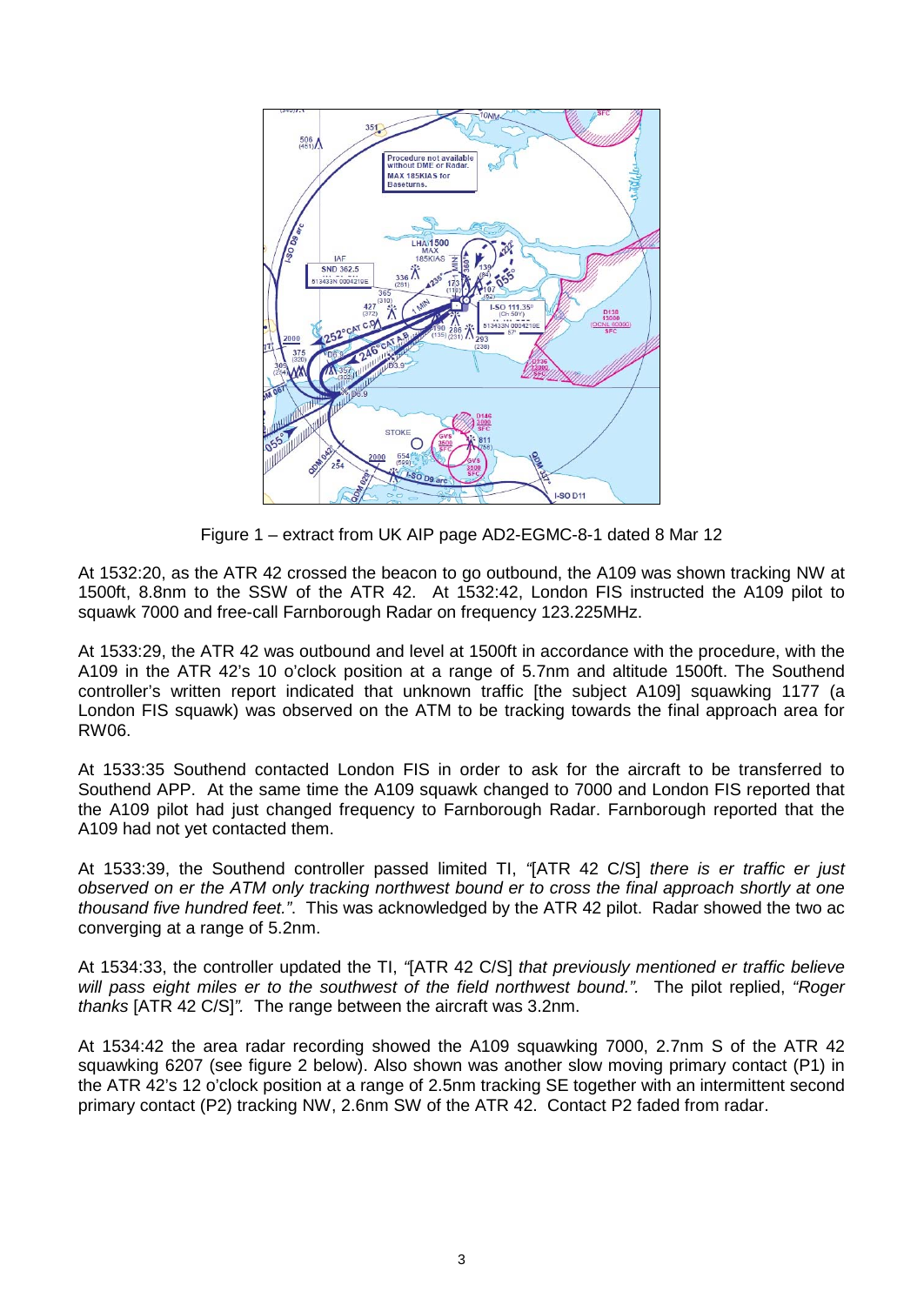Figure 1 – extract from UK AIP page AD2-EGMC-8-1 dated 8 Mar 12

At 1532:20, as the ATR 42 crossed the beacon to go outbound, the A109 was shown tracking NW at 1500ft, 8.8nm to the SSW of the ATR 42. At 1532:42, London FIS instructed the A109 pilot to squawk 7000 and free-call Farnborough Radar on frequency 123.225MHz.

At 1533:29, the ATR 42 was outbound and level at 1500ft in accordance with the procedure, with the A109 in the ATR 42's 10 o'clock position at a range of 5.7nm and altitude 1500ft. The Southend controller's written report indicated that unknown traffic [the subject A109] squawking 1177 (a London FIS squawk) was observed on the ATM to be tracking towards the final approach area for RW06.

At 1533:35 Southend contacted London FIS in order to ask for the aircraft to be transferred to Southend APP. At the same time the A109 squawk changed to 7000 and London FIS reported that the A109 pilot had just changed frequency to Farnborough Radar. Farnborough reported that the A109 had not yet contacted them.

At 1533:39, the Southend controller passed limited TI, *"*[ATR 42 C/S] *there is er traffic er just observed on er the ATM only tracking northwest bound er to cross the final approach shortly at one thousand five hundred feet."*. This was acknowledged by the ATR 42 pilot. Radar showed the two ac converging at a range of 5.2nm.

At 1534:33, the controller updated the TI, *"*[ATR 42 C/S] *that previously mentioned er traffic believe will pass eight miles er to the southwest of the field northwest bound."*. The pilot replied, *"Roger thanks* [ATR 42 C/S]*"*. The range between the aircraft was 3.2nm.

At 1534:42 the area radar recording showed the A109 squawking 7000, 2.7nm S of the ATR 42 squawking 6207 (see figure 2 below). Also shown was another slow moving primary contact (P1) in the ATR 42's 12 o'clock position at a range of 2.5nm tracking SE together with an intermittent second primary contact (P2) tracking NW, 2.6nm SW of the ATR 42. Contact P2 faded from radar.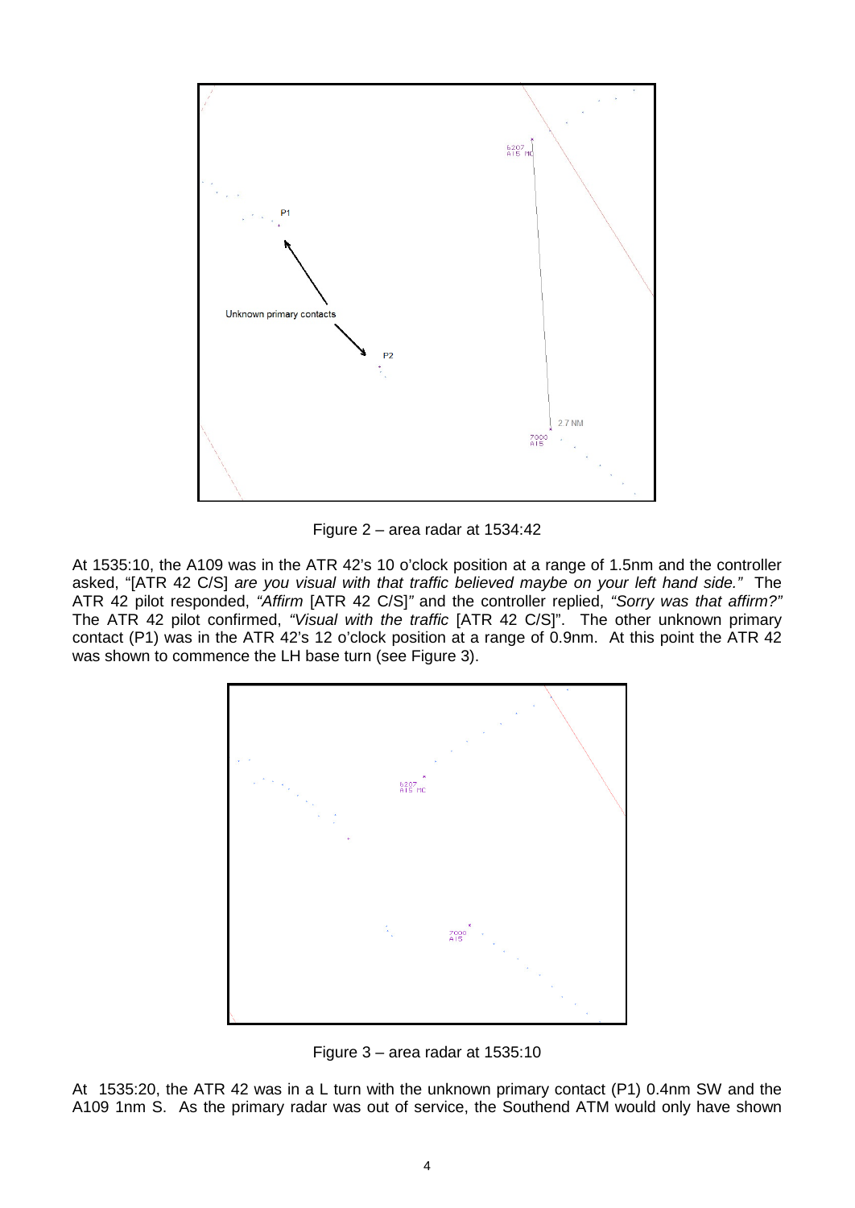Figure 2 – area radar at 1534:42

At 1535:10, the A109 was in the ATR 42's 10 o'clock position at a range of 1.5nm and the controller asked, "[ATR 42 C/S] *are you visual with that traffic believed maybe on your left hand side."* The ATR 42 pilot responded, *"Affirm* [ATR 42 C/S]*"* and the controller replied, *"Sorry was that affirm?"* The ATR 42 pilot confirmed, *"Visual with the traffic* [ATR 42 C/S]". The other unknown primary contact (P1) was in the ATR 42's 12 o'clock position at a range of 0.9nm. At this point the ATR 42 was shown to commence the LH base turn (see Figure 3).

Figure 3 – area radar at 1535:10

At 1535:20, the ATR 42 was in a L turn with the unknown primary contact (P1) 0.4nm SW and the A109 1nm S. As the primary radar was out of service, the Southend ATM would only have shown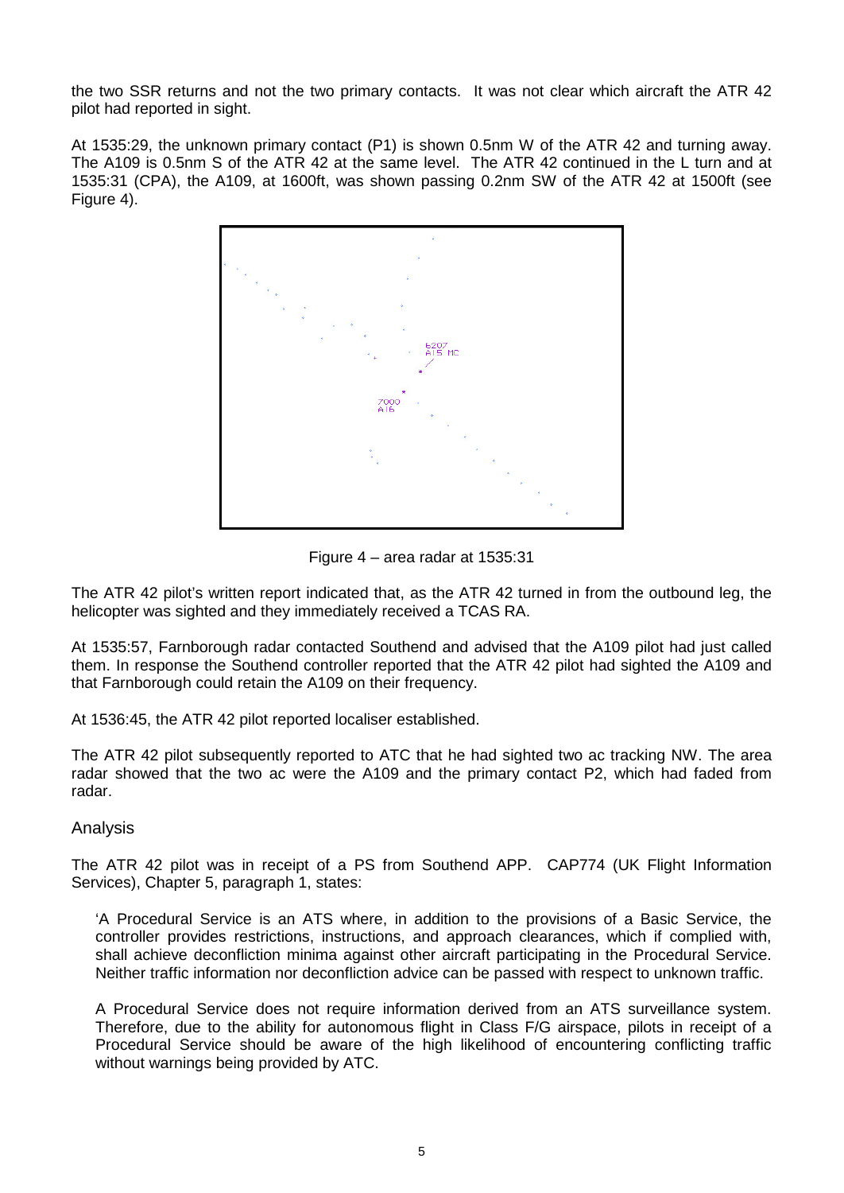the two SSR returns and not the two primary contacts. It was not clear which aircraft the ATR 42 pilot had reported in sight.

At 1535:29, the unknown primary contact (P1) is shown 0.5nm W of the ATR 42 and turning away. The A109 is 0.5nm S of the ATR 42 at the same level. The ATR 42 continued in the L turn and at 1535:31 (CPA), the A109, at 1600ft, was shown passing 0.2nm SW of the ATR 42 at 1500ft (see Figure 4).

Figure 4 – area radar at 1535:31

The ATR 42 pilot's written report indicated that, as the ATR 42 turned in from the outbound leg, the helicopter was sighted and they immediately received a TCAS RA.

At 1535:57, Farnborough radar contacted Southend and advised that the A109 pilot had just called them. In response the Southend controller reported that the ATR 42 pilot had sighted the A109 and that Farnborough could retain the A109 on their frequency.

At 1536:45, the ATR 42 pilot reported localiser established.

The ATR 42 pilot subsequently reported to ATC that he had sighted two ac tracking NW. The area radar showed that the two ac were the A109 and the primary contact P2, which had faded from radar.

## Analysis

The ATR 42 pilot was in receipt of a PS from Southend APP. CAP774 (UK Flight Information Services), Chapter 5, paragraph 1, states:

> 'A Procedural Service is an ATS where, in addition to the provisions of a Basic Service, the controller provides restrictions, instructions, and approach clearances, which if complied with, shall achieve deconfliction minima against other aircraft participating in the Procedural Service. Neither traffic information nor deconfliction advice can be passed with respect to unknown traffic.
>
> A Procedural Service does not require information derived from an ATS surveillance system. Therefore, due to the ability for autonomous flight in Class F/G airspace, pilots in receipt of a Procedural Service should be aware of the high likelihood of encountering conflicting traffic without warnings being provided by ATC.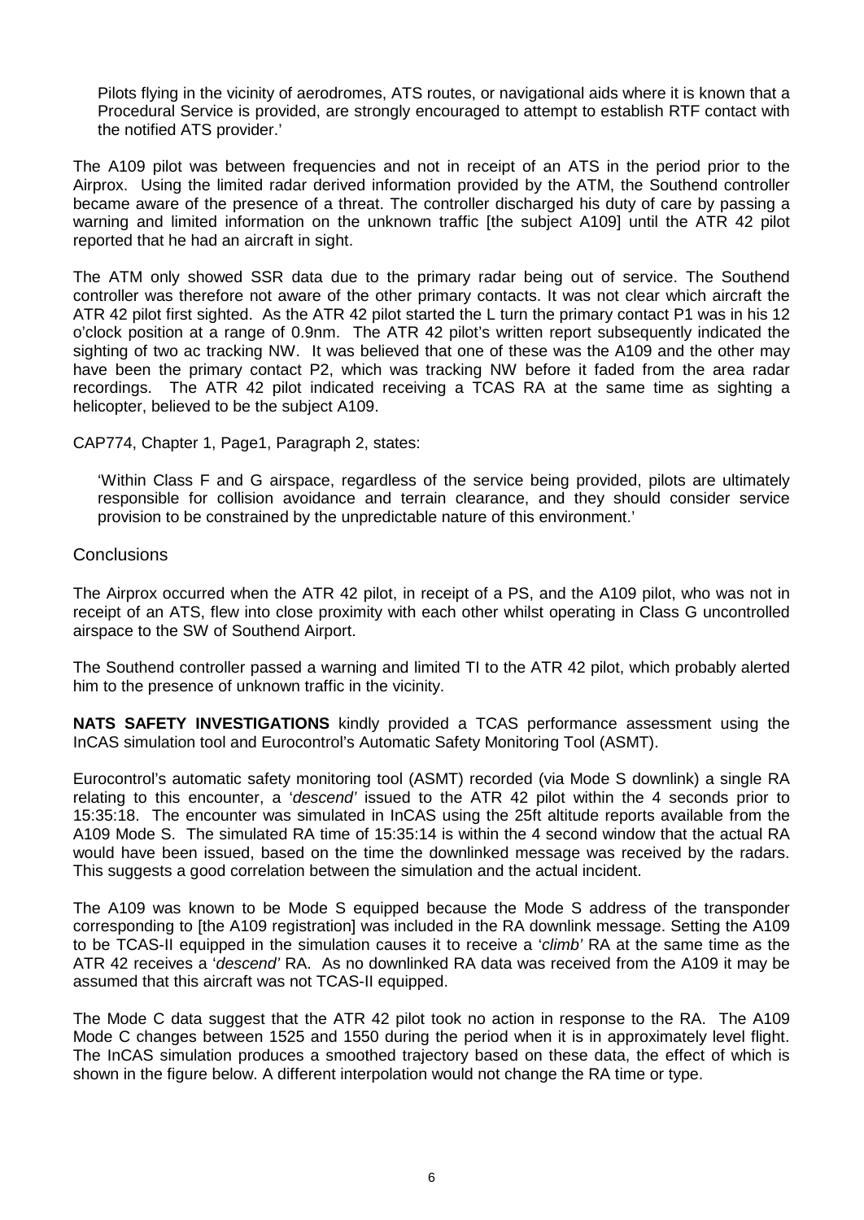Pilots flying in the vicinity of aerodromes, ATS routes, or navigational aids where it is known that a Procedural Service is provided, are strongly encouraged to attempt to establish RTF contact with the notified ATS provider.'

The A109 pilot was between frequencies and not in receipt of an ATS in the period prior to the Airprox. Using the limited radar derived information provided by the ATM, the Southend controller became aware of the presence of a threat. The controller discharged his duty of care by passing a warning and limited information on the unknown traffic [the subject A109] until the ATR 42 pilot reported that he had an aircraft in sight.

The ATM only showed SSR data due to the primary radar being out of service. The Southend controller was therefore not aware of the other primary contacts. It was not clear which aircraft the ATR 42 pilot first sighted. As the ATR 42 pilot started the L turn the primary contact P1 was in his 12 o'clock position at a range of 0.9nm. The ATR 42 pilot's written report subsequently indicated the sighting of two ac tracking NW. It was believed that one of these was the A109 and the other may have been the primary contact P2, which was tracking NW before it faded from the area radar recordings. The ATR 42 pilot indicated receiving a TCAS RA at the same time as sighting a helicopter, believed to be the subject A109.

CAP774, Chapter 1, Page1, Paragraph 2, states:

> 'Within Class F and G airspace, regardless of the service being provided, pilots are ultimately responsible for collision avoidance and terrain clearance, and they should consider service provision to be constrained by the unpredictable nature of this environment.'

## Conclusions

The Airprox occurred when the ATR 42 pilot, in receipt of a PS, and the A109 pilot, who was not in receipt of an ATS, flew into close proximity with each other whilst operating in Class G uncontrolled airspace to the SW of Southend Airport.

The Southend controller passed a warning and limited TI to the ATR 42 pilot, which probably alerted him to the presence of unknown traffic in the vicinity.

**NATS SAFETY INVESTIGATIONS** kindly provided a TCAS performance assessment using the InCAS simulation tool and Eurocontrol's Automatic Safety Monitoring Tool (ASMT).

Eurocontrol's automatic safety monitoring tool (ASMT) recorded (via Mode S downlink) a single RA relating to this encounter, a '*descend*' issued to the ATR 42 pilot within the 4 seconds prior to 15:35:18. The encounter was simulated in InCAS using the 25ft altitude reports available from the A109 Mode S. The simulated RA time of 15:35:14 is within the 4 second window that the actual RA would have been issued, based on the time the downlinked message was received by the radars. This suggests a good correlation between the simulation and the actual incident.

The A109 was known to be Mode S equipped because the Mode S address of the transponder corresponding to [the A109 registration] was included in the RA downlink message. Setting the A109 to be TCAS-II equipped in the simulation causes it to receive a '*climb*' RA at the same time as the ATR 42 receives a '*descend*' RA. As no downlinked RA data was received from the A109 it may be assumed that this aircraft was not TCAS-II equipped.

The Mode C data suggest that the ATR 42 pilot took no action in response to the RA. The A109 Mode C changes between 1525 and 1550 during the period when it is in approximately level flight. The InCAS simulation produces a smoothed trajectory based on these data, the effect of which is shown in the figure below. A different interpolation would not change the RA time or type.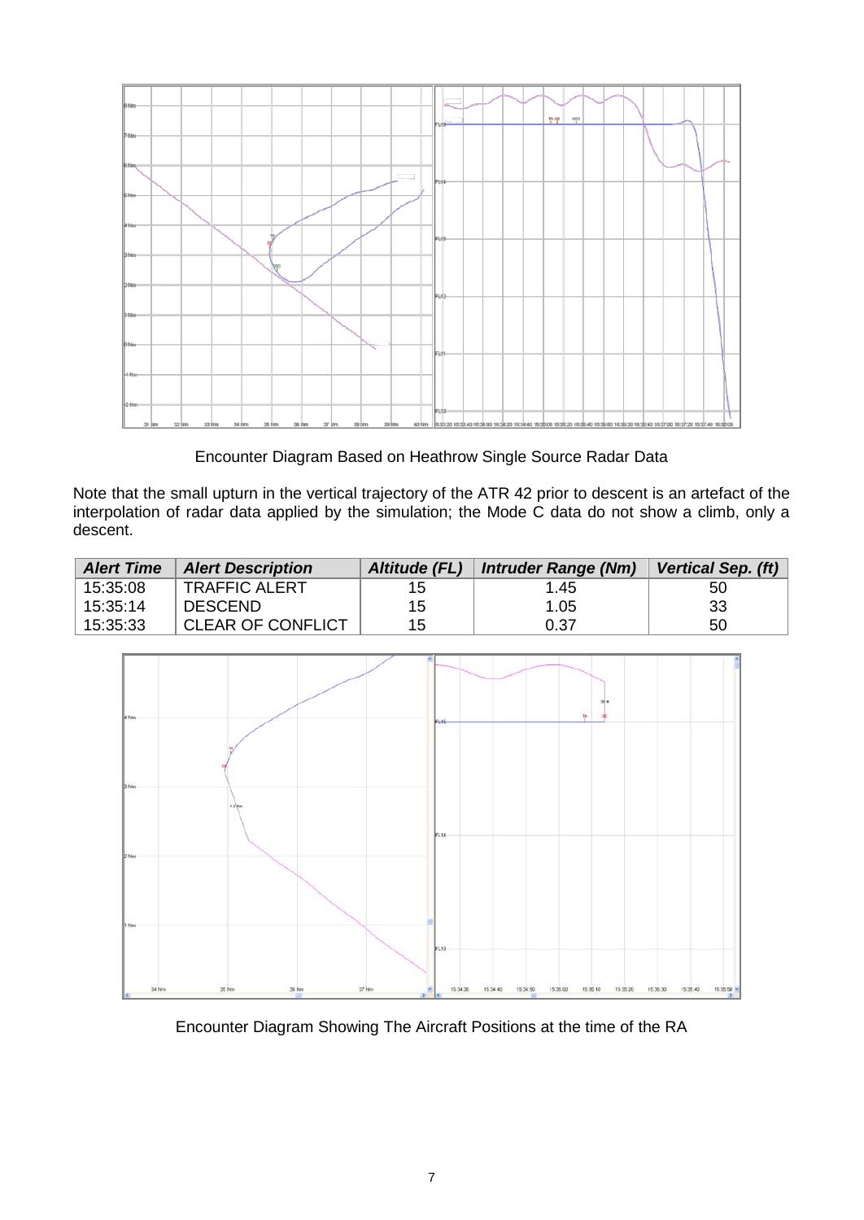Encounter Diagram Based on Heathrow Single Source Radar Data

Note that the small upturn in the vertical trajectory of the ATR 42 prior to descent is an artefact of the interpolation of radar data applied by the simulation; the Mode C data do not show a climb, only a descent.

| *Alert Time* | *Alert Description* | *Altitude (FL)* | *Intruder Range (Nm)* | *Vertical Sep. (ft)* |
|---|---|---|---|---|
| 15:35:08 | TRAFFIC ALERT | 15 | 1.45 | 50 |
| 15:35:14 | DESCEND | 15 | 1.05 | 33 |
| 15:35:33 | CLEAR OF CONFLICT | 15 | 0.37 | 50 |

Encounter Diagram Showing The Aircraft Positions at the time of the RA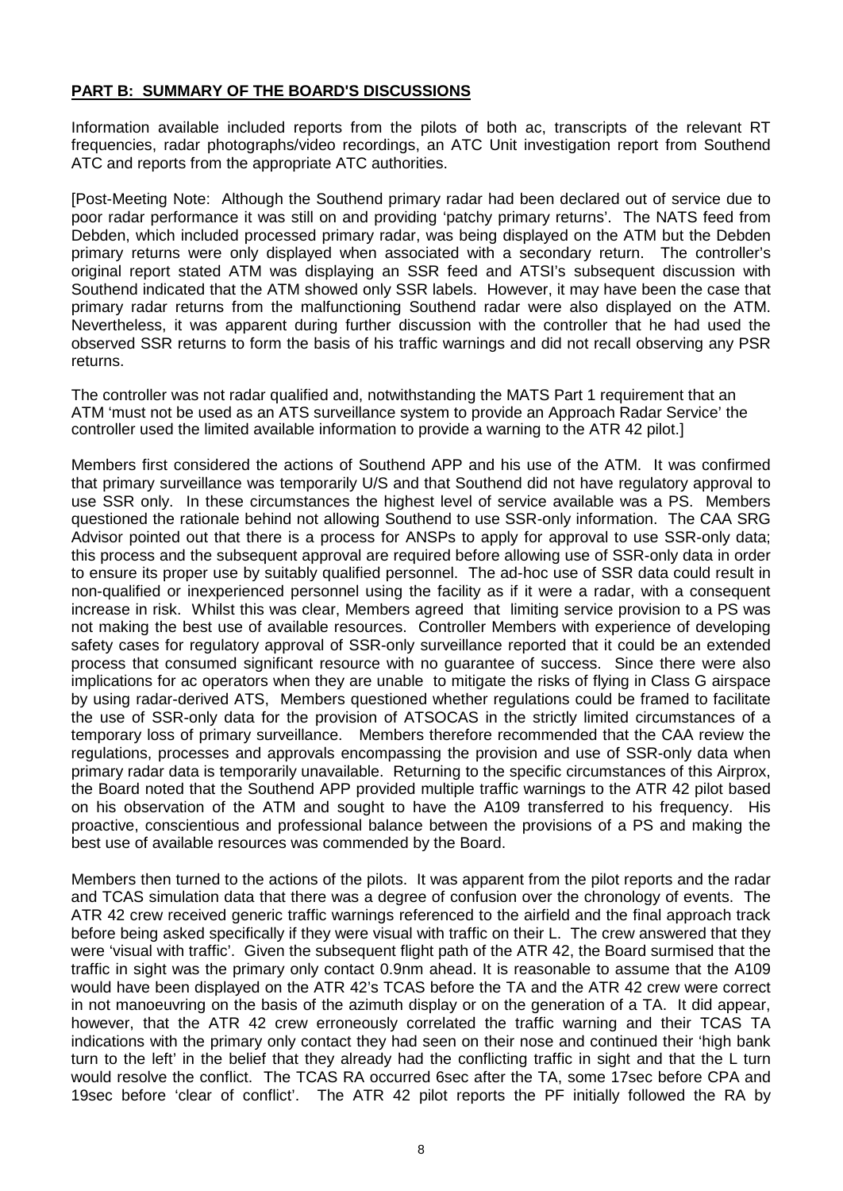**PART B: SUMMARY OF THE BOARD'S DISCUSSIONS**

Information available included reports from the pilots of both ac, transcripts of the relevant RT frequencies, radar photographs/video recordings, an ATC Unit investigation report from Southend ATC and reports from the appropriate ATC authorities.

[Post-Meeting Note: Although the Southend primary radar had been declared out of service due to poor radar performance it was still on and providing 'patchy primary returns'. The NATS feed from Debden, which included processed primary radar, was being displayed on the ATM but the Debden primary returns were only displayed when associated with a secondary return. The controller's original report stated ATM was displaying an SSR feed and ATSI's subsequent discussion with Southend indicated that the ATM showed only SSR labels. However, it may have been the case that primary radar returns from the malfunctioning Southend radar were also displayed on the ATM. Nevertheless, it was apparent during further discussion with the controller that he had used the observed SSR returns to form the basis of his traffic warnings and did not recall observing any PSR returns.

The controller was not radar qualified and, notwithstanding the MATS Part 1 requirement that an ATM 'must not be used as an ATS surveillance system to provide an Approach Radar Service' the controller used the limited available information to provide a warning to the ATR 42 pilot.]

Members first considered the actions of Southend APP and his use of the ATM. It was confirmed that primary surveillance was temporarily U/S and that Southend did not have regulatory approval to use SSR only. In these circumstances the highest level of service available was a PS. Members questioned the rationale behind not allowing Southend to use SSR-only information. The CAA SRG Advisor pointed out that there is a process for ANSPs to apply for approval to use SSR-only data; this process and the subsequent approval are required before allowing use of SSR-only data in order to ensure its proper use by suitably qualified personnel. The ad-hoc use of SSR data could result in non-qualified or inexperienced personnel using the facility as if it were a radar, with a consequent increase in risk. Whilst this was clear, Members agreed that limiting service provision to a PS was not making the best use of available resources. Controller Members with experience of developing safety cases for regulatory approval of SSR-only surveillance reported that it could be an extended process that consumed significant resource with no guarantee of success. Since there were also implications for ac operators when they are unable to mitigate the risks of flying in Class G airspace by using radar-derived ATS, Members questioned whether regulations could be framed to facilitate the use of SSR-only data for the provision of ATSOCAS in the strictly limited circumstances of a temporary loss of primary surveillance. Members therefore recommended that the CAA review the regulations, processes and approvals encompassing the provision and use of SSR-only data when primary radar data is temporarily unavailable. Returning to the specific circumstances of this Airprox, the Board noted that the Southend APP provided multiple traffic warnings to the ATR 42 pilot based on his observation of the ATM and sought to have the A109 transferred to his frequency. His proactive, conscientious and professional balance between the provisions of a PS and making the best use of available resources was commended by the Board.

Members then turned to the actions of the pilots. It was apparent from the pilot reports and the radar and TCAS simulation data that there was a degree of confusion over the chronology of events. The ATR 42 crew received generic traffic warnings referenced to the airfield and the final approach track before being asked specifically if they were visual with traffic on their L. The crew answered that they were 'visual with traffic'. Given the subsequent flight path of the ATR 42, the Board surmised that the traffic in sight was the primary only contact 0.9nm ahead. It is reasonable to assume that the A109 would have been displayed on the ATR 42's TCAS before the TA and the ATR 42 crew were correct in not manoeuvring on the basis of the azimuth display or on the generation of a TA. It did appear, however, that the ATR 42 crew erroneously correlated the traffic warning and their TCAS TA indications with the primary only contact they had seen on their nose and continued their 'high bank turn to the left' in the belief that they already had the conflicting traffic in sight and that the L turn would resolve the conflict. The TCAS RA occurred 6sec after the TA, some 17sec before CPA and 19sec before 'clear of conflict'. The ATR 42 pilot reports the PF initially followed the RA by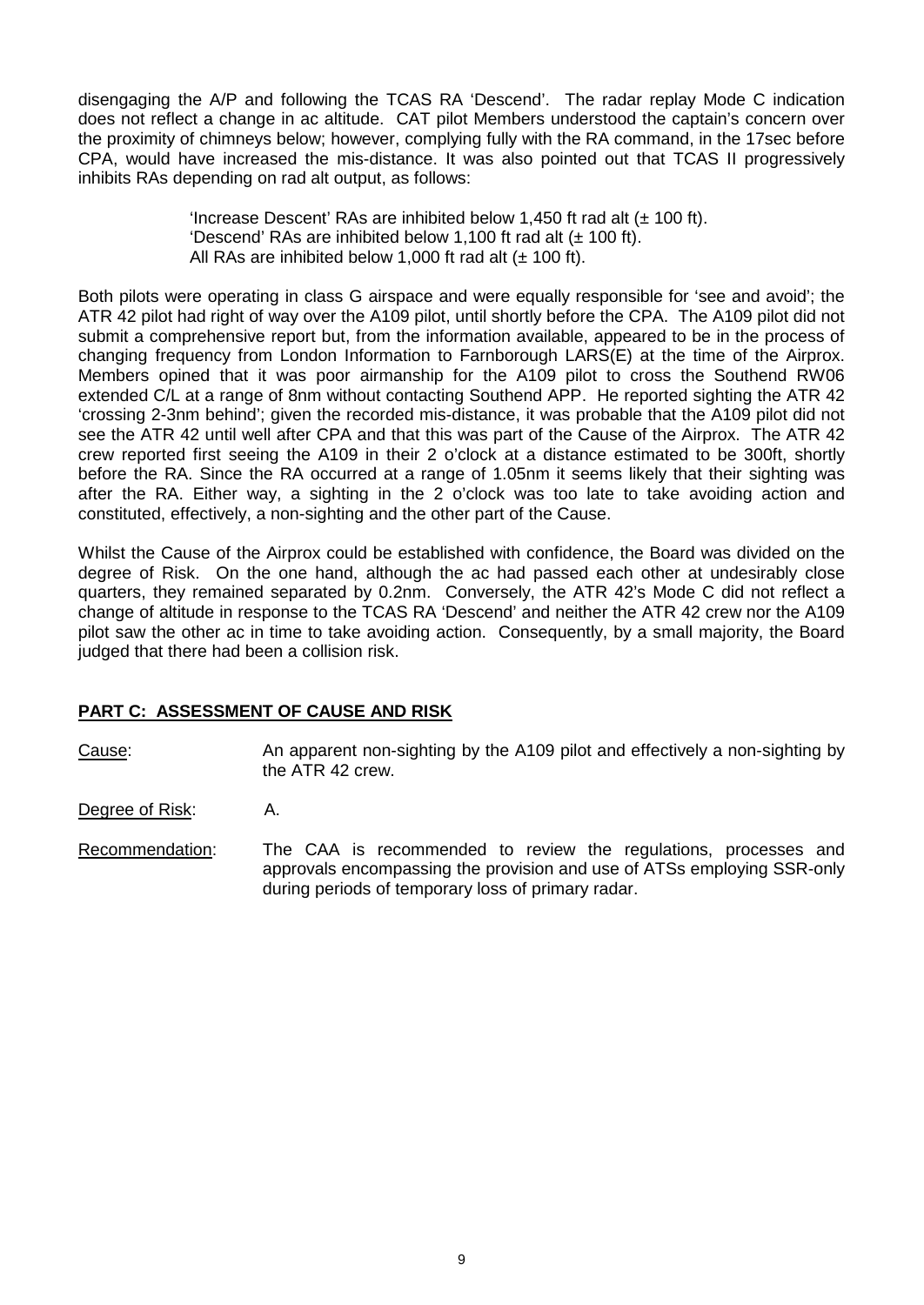disengaging the A/P and following the TCAS RA 'Descend'. The radar replay Mode C indication does not reflect a change in ac altitude. CAT pilot Members understood the captain's concern over the proximity of chimneys below; however, complying fully with the RA command, in the 17sec before CPA, would have increased the mis-distance. It was also pointed out that TCAS II progressively inhibits RAs depending on rad alt output, as follows:

> 'Increase Descent' RAs are inhibited below 1,450 ft rad alt (± 100 ft).
> 'Descend' RAs are inhibited below 1,100 ft rad alt (± 100 ft).
> All RAs are inhibited below 1,000 ft rad alt (± 100 ft).

Both pilots were operating in class G airspace and were equally responsible for 'see and avoid'; the ATR 42 pilot had right of way over the A109 pilot, until shortly before the CPA. The A109 pilot did not submit a comprehensive report but, from the information available, appeared to be in the process of changing frequency from London Information to Farnborough LARS(E) at the time of the Airprox. Members opined that it was poor airmanship for the A109 pilot to cross the Southend RW06 extended C/L at a range of 8nm without contacting Southend APP. He reported sighting the ATR 42 'crossing 2-3nm behind'; given the recorded mis-distance, it was probable that the A109 pilot did not see the ATR 42 until well after CPA and that this was part of the Cause of the Airprox. The ATR 42 crew reported first seeing the A109 in their 2 o'clock at a distance estimated to be 300ft, shortly before the RA. Since the RA occurred at a range of 1.05nm it seems likely that their sighting was after the RA. Either way, a sighting in the 2 o'clock was too late to take avoiding action and constituted, effectively, a non-sighting and the other part of the Cause.

Whilst the Cause of the Airprox could be established with confidence, the Board was divided on the degree of Risk. On the one hand, although the ac had passed each other at undesirably close quarters, they remained separated by 0.2nm. Conversely, the ATR 42's Mode C did not reflect a change of altitude in response to the TCAS RA 'Descend' and neither the ATR 42 crew nor the A109 pilot saw the other ac in time to take avoiding action. Consequently, by a small majority, the Board judged that there had been a collision risk.

## PART C: ASSESSMENT OF CAUSE AND RISK

Cause: An apparent non-sighting by the A109 pilot and effectively a non-sighting by the ATR 42 crew.

Degree of Risk: A.

Recommendation: The CAA is recommended to review the regulations, processes and approvals encompassing the provision and use of ATSs employing SSR-only during periods of temporary loss of primary radar.